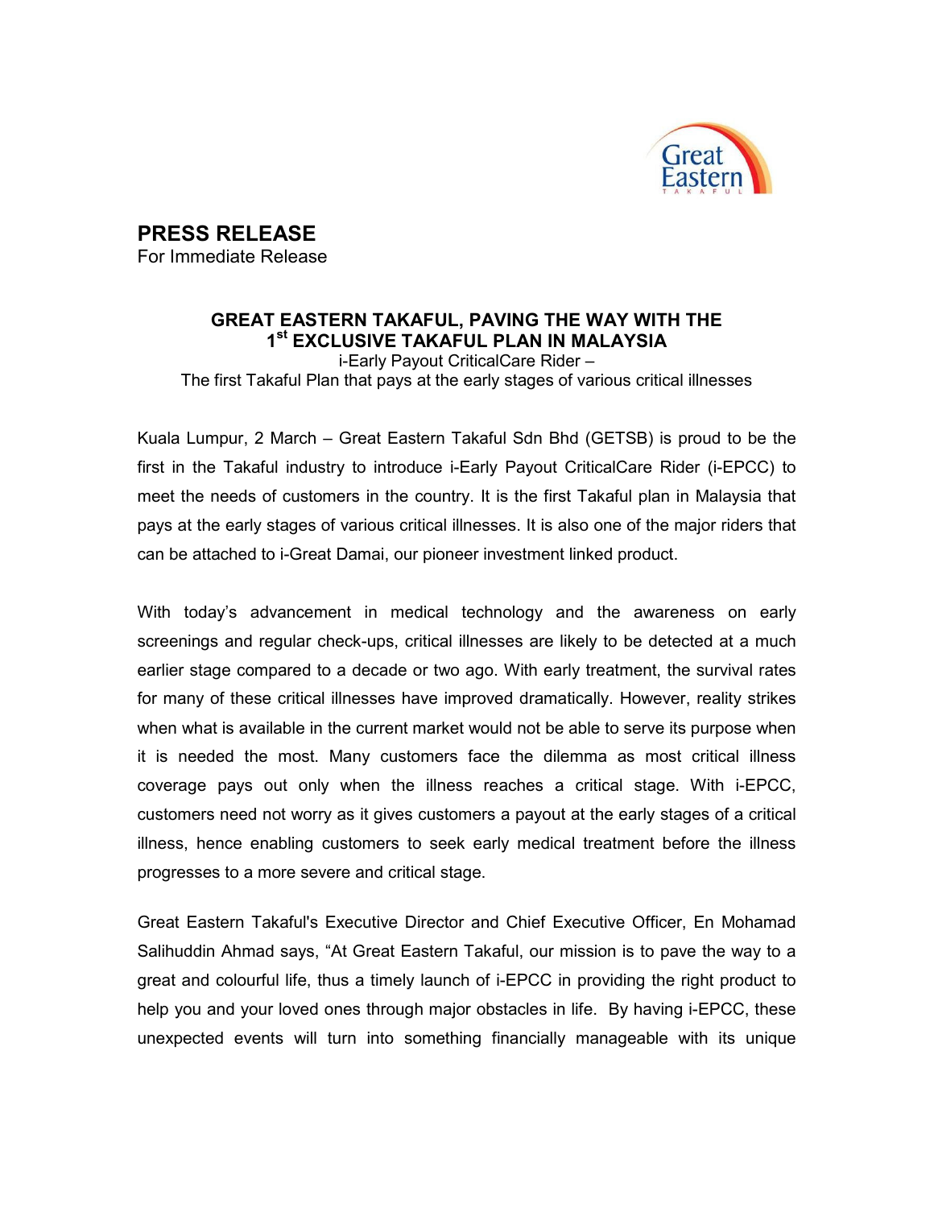# PRESS RELEASE

For Immediate Release

## GREAT EASTERN TAKAFUL, PAVING THE WAY WITH THE 1st EXCLUSIVE TAKAFUL PLAN IN MALAYSIA

i-Early Payout CriticalCare Rider –
The first Takaful Plan that pays at the early stages of various critical illnesses

Kuala Lumpur, 2 March – Great Eastern Takaful Sdn Bhd (GETSB) is proud to be the first in the Takaful industry to introduce i-Early Payout CriticalCare Rider (i-EPCC) to meet the needs of customers in the country. It is the first Takaful plan in Malaysia that pays at the early stages of various critical illnesses. It is also one of the major riders that can be attached to i-Great Damai, our pioneer investment linked product.

With today's advancement in medical technology and the awareness on early screenings and regular check-ups, critical illnesses are likely to be detected at a much earlier stage compared to a decade or two ago. With early treatment, the survival rates for many of these critical illnesses have improved dramatically. However, reality strikes when what is available in the current market would not be able to serve its purpose when it is needed the most. Many customers face the dilemma as most critical illness coverage pays out only when the illness reaches a critical stage. With i-EPCC, customers need not worry as it gives customers a payout at the early stages of a critical illness, hence enabling customers to seek early medical treatment before the illness progresses to a more severe and critical stage.

Great Eastern Takaful's Executive Director and Chief Executive Officer, En Mohamad Salihuddin Ahmad says, "At Great Eastern Takaful, our mission is to pave the way to a great and colourful life, thus a timely launch of i-EPCC in providing the right product to help you and your loved ones through major obstacles in life. By having i-EPCC, these unexpected events will turn into something financially manageable with its unique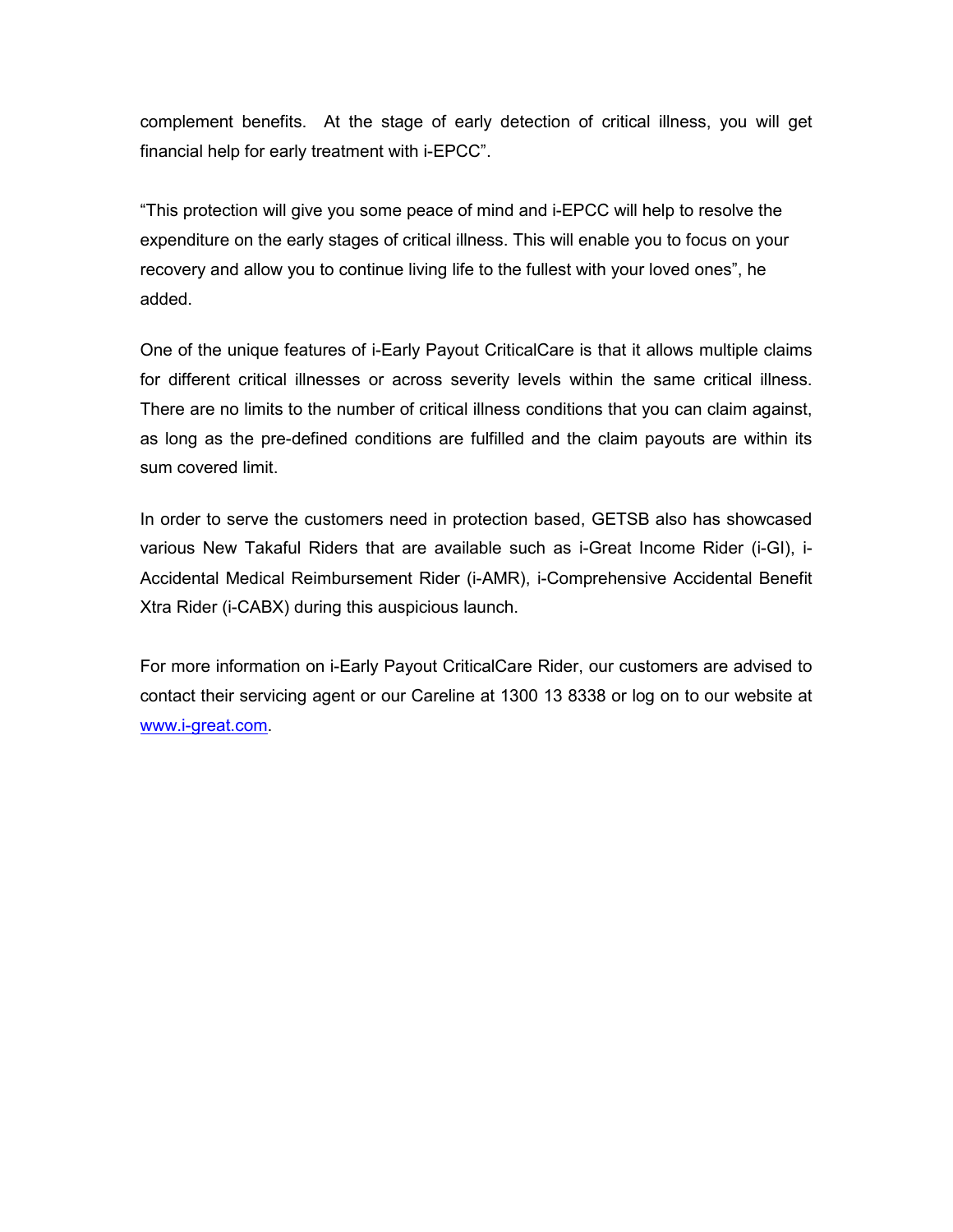complement benefits. At the stage of early detection of critical illness, you will get financial help for early treatment with i-EPCC".

"This protection will give you some peace of mind and i-EPCC will help to resolve the expenditure on the early stages of critical illness. This will enable you to focus on your recovery and allow you to continue living life to the fullest with your loved ones", he added.

One of the unique features of i-Early Payout CriticalCare is that it allows multiple claims for different critical illnesses or across severity levels within the same critical illness. There are no limits to the number of critical illness conditions that you can claim against, as long as the pre-defined conditions are fulfilled and the claim payouts are within its sum covered limit.

In order to serve the customers need in protection based, GETSB also has showcased various New Takaful Riders that are available such as i-Great Income Rider (i-GI), i-Accidental Medical Reimbursement Rider (i-AMR), i-Comprehensive Accidental Benefit Xtra Rider (i-CABX) during this auspicious launch.

For more information on i-Early Payout CriticalCare Rider, our customers are advised to contact their servicing agent or our Careline at 1300 13 8338 or log on to our website at www.i-great.com.